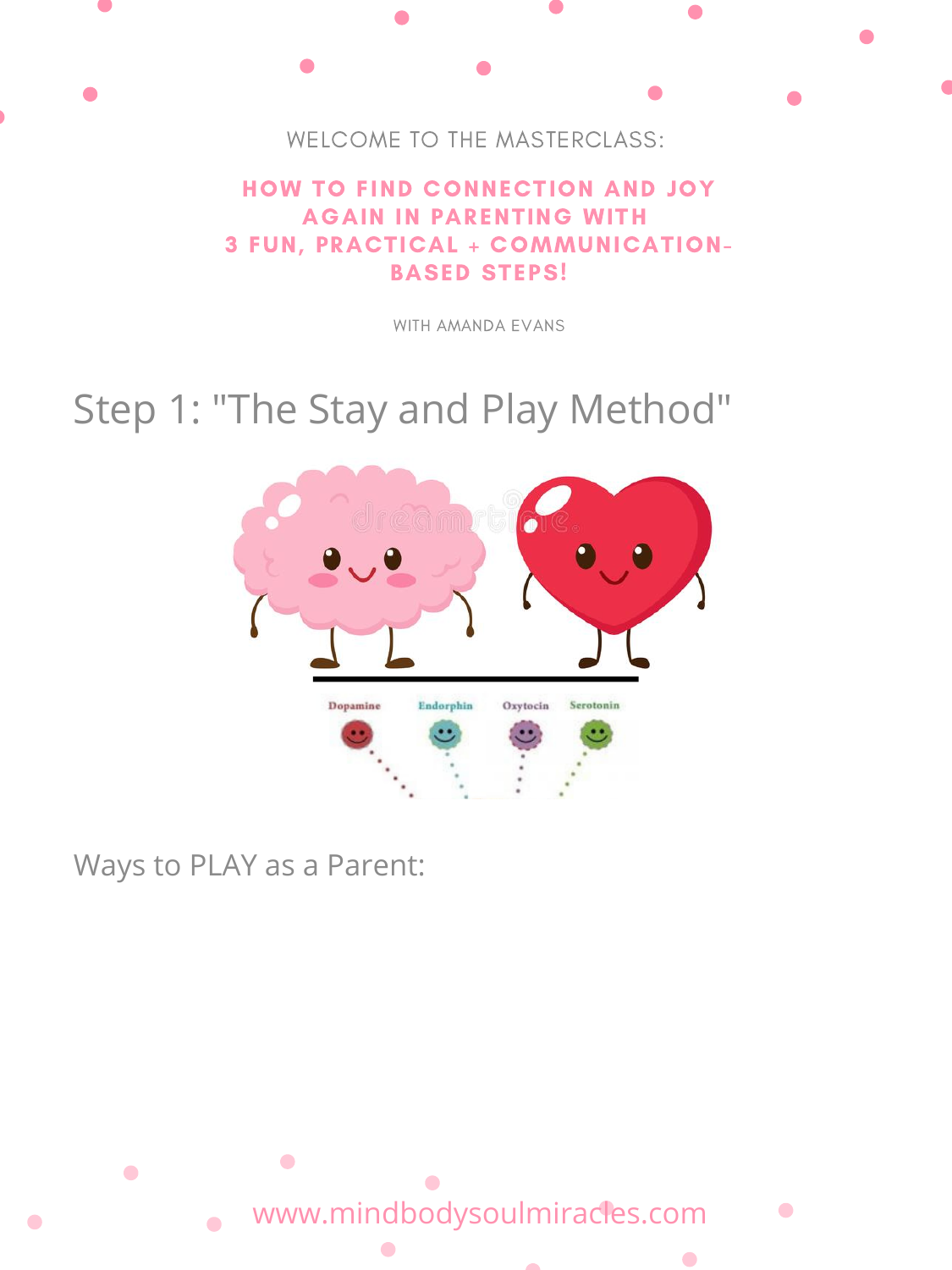WELCOME TO THE MASTERCLASS:

# HOW TO FIND CONNECTION AND JOY AGAIN IN PARENTING WITH 3 FUN, PRACTICAL + COMMUNICATION-BASED STEPS!

WITH AMANDA EVANS

## Step 1: "The Stay and Play Method"

Ways to PLAY as a Parent:

www.mindbodysoulmiracles.com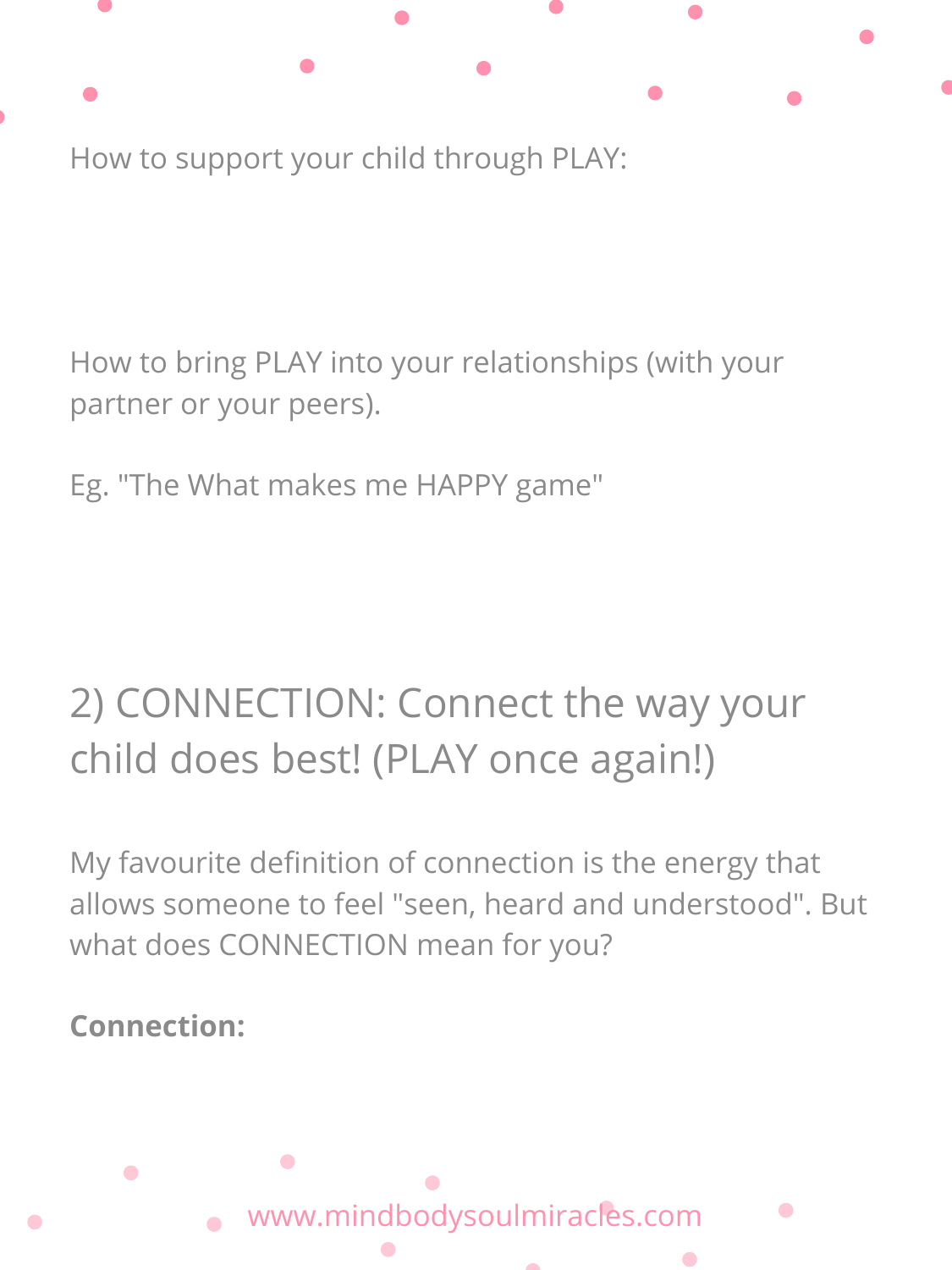How to support your child through PLAY:

How to bring PLAY into your relationships (with your partner or your peers).

Eg. "The What makes me HAPPY game"

## 2) CONNECTION: Connect the way your child does best! (PLAY once again!)

My favourite definition of connection is the energy that allows someone to feel "seen, heard and understood". But what does CONNECTION mean for you?

**Connection:**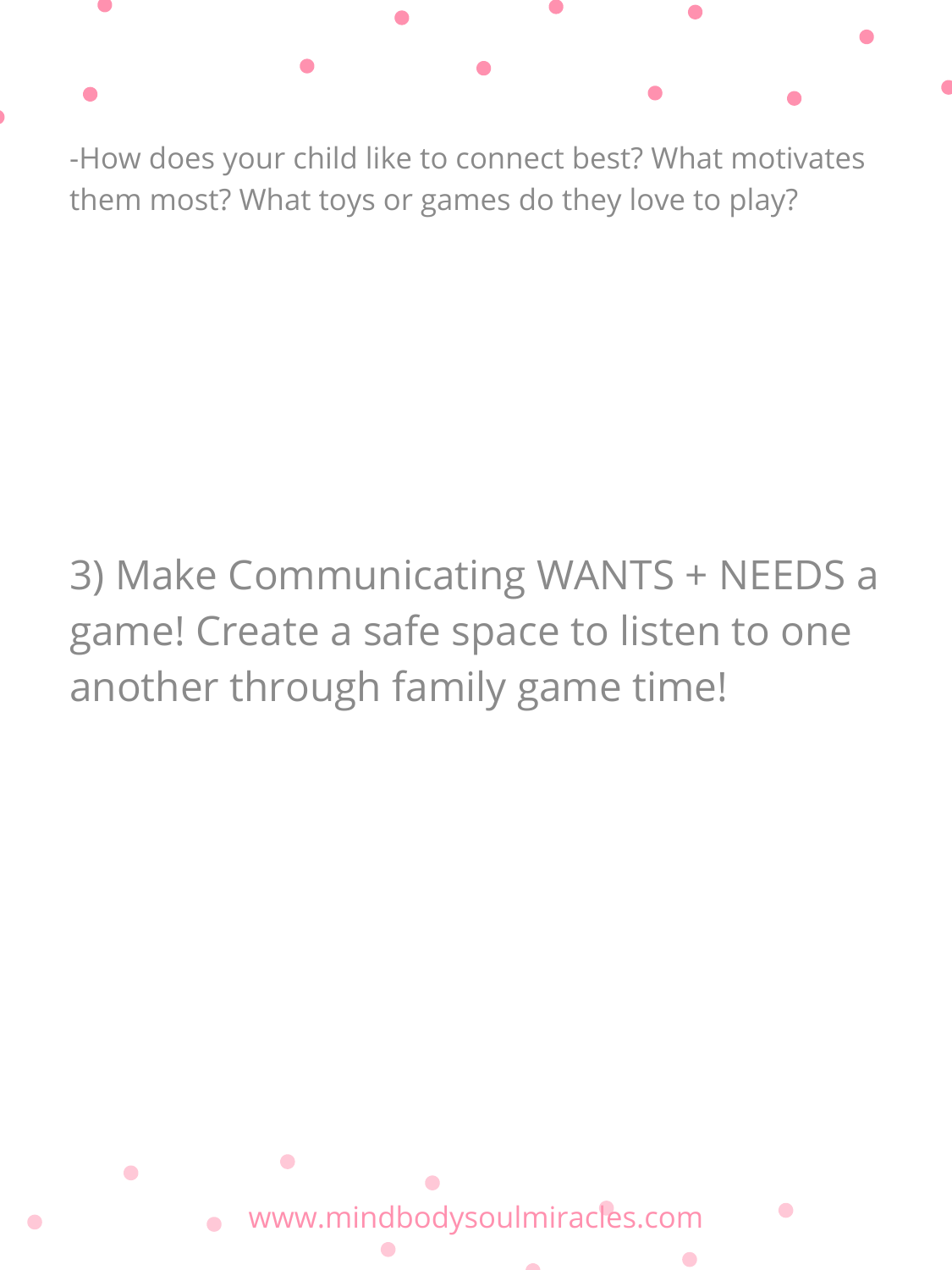-How does your child like to connect best? What motivates them most? What toys or games do they love to play?

## 3) Make Communicating WANTS + NEEDS a game! Create a safe space to listen to one another through family game time!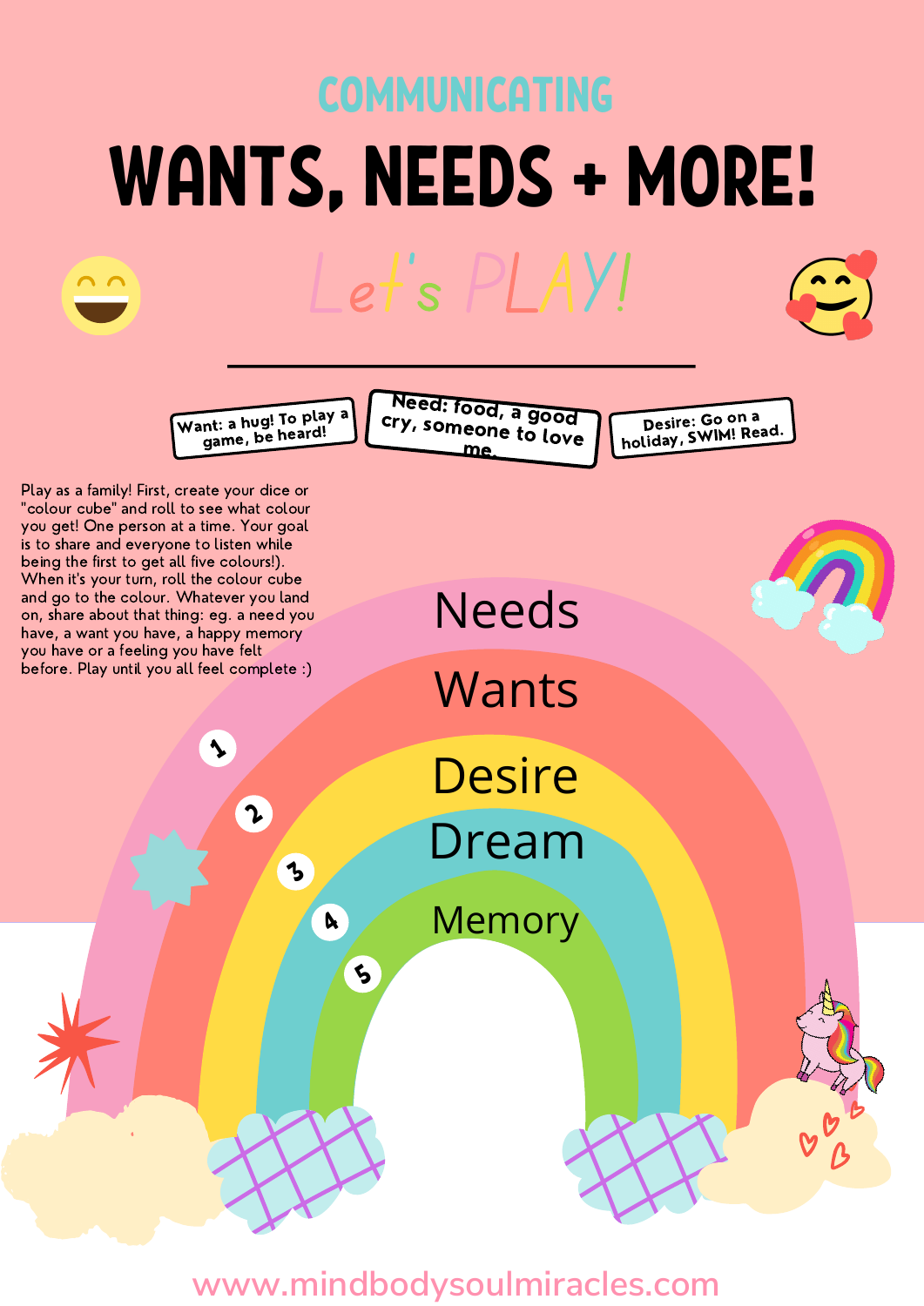## COMMUNICATING

# WANTS, NEEDS + MORE!

## Let's PLAY!

Want: a hug! To play a game, be heard!

Need: food, a good cry, someone to love me.

Desire: Go on a holiday, SWIM! Read.

Play as a family! First, create your dice or "colour cube" and roll to see what colour you get! One person at a time. Your goal is to share and everyone to listen while being the first to get all five colours!). When it's your turn, roll the colour cube and go to the colour. Whatever you land on, share about that thing: eg. a need you have, a want you have, a happy memory you have or a feeling you have felt before. Play until you all feel complete :)

1. Needs
2. Wants
3. Desire
4. Dream
5. Memory

www.mindbodysoulmiracles.com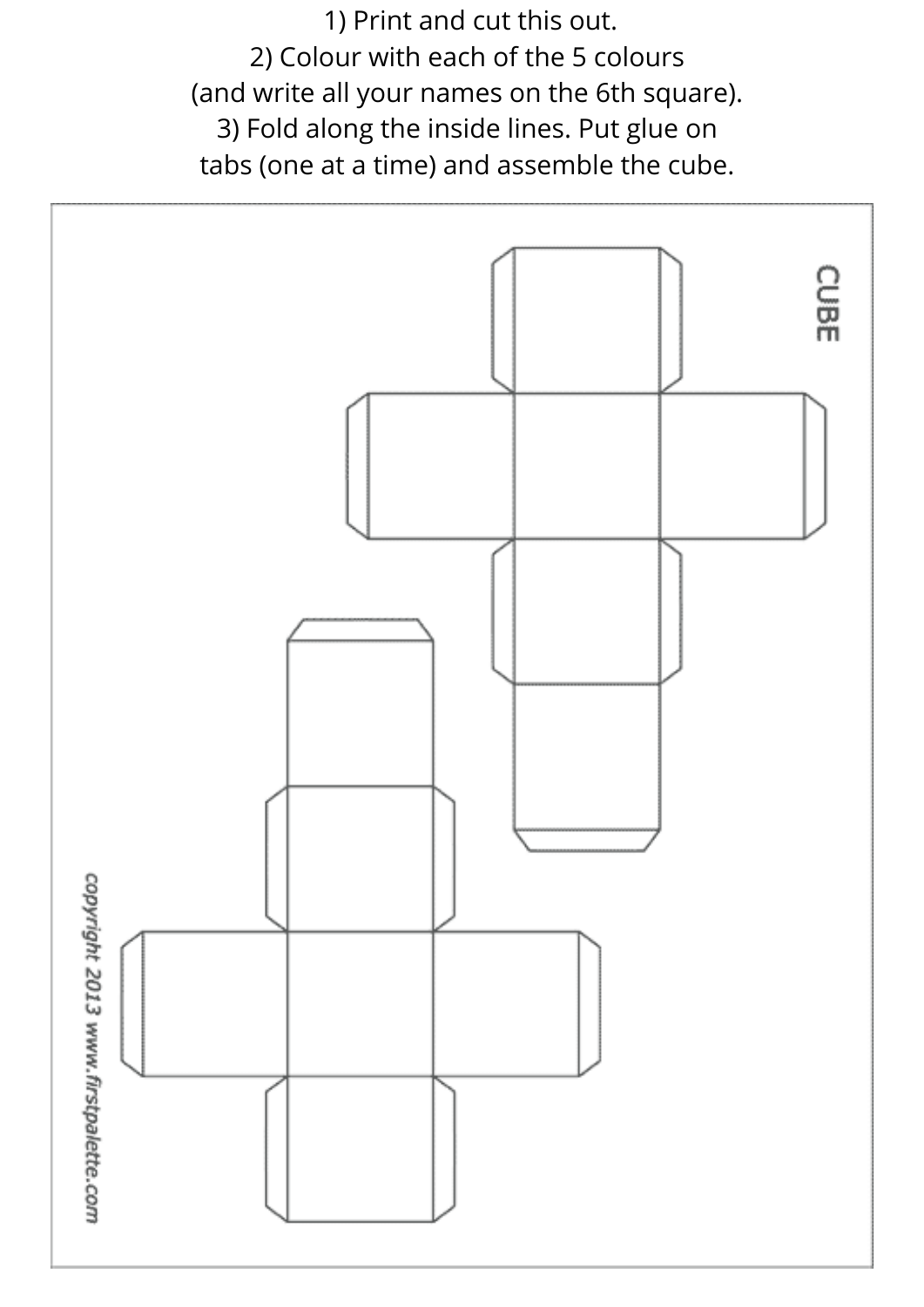1) Print and cut this out.
2) Colour with each of the 5 colours
(and write all your names on the 6th square).
3) Fold along the inside lines. Put glue on
tabs (one at a time) and assemble the cube.

CUBE

*copyright 2013 www.firstpalette.com*